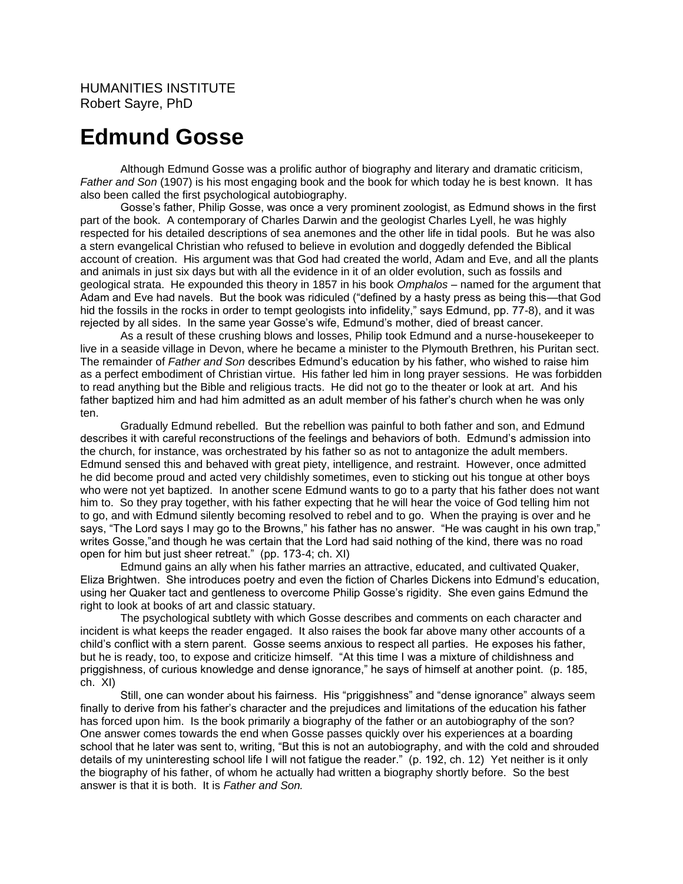HUMANITIES INSTITUTE
Robert Sayre, PhD

# Edmund Gosse

Although Edmund Gosse was a prolific author of biography and literary and dramatic criticism, *Father and Son* (1907) is his most engaging book and the book for which today he is best known. It has also been called the first psychological autobiography.

Gosse's father, Philip Gosse, was once a very prominent zoologist, as Edmund shows in the first part of the book. A contemporary of Charles Darwin and the geologist Charles Lyell, he was highly respected for his detailed descriptions of sea anemones and the other life in tidal pools. But he was also a stern evangelical Christian who refused to believe in evolution and doggedly defended the Biblical account of creation. His argument was that God had created the world, Adam and Eve, and all the plants and animals in just six days but with all the evidence in it of an older evolution, such as fossils and geological strata. He expounded this theory in 1857 in his book *Omphalos* – named for the argument that Adam and Eve had navels. But the book was ridiculed ("defined by a hasty press as being this—that God hid the fossils in the rocks in order to tempt geologists into infidelity," says Edmund, pp. 77-8), and it was rejected by all sides. In the same year Gosse's wife, Edmund's mother, died of breast cancer.

As a result of these crushing blows and losses, Philip took Edmund and a nurse-housekeeper to live in a seaside village in Devon, where he became a minister to the Plymouth Brethren, his Puritan sect. The remainder of *Father and Son* describes Edmund's education by his father, who wished to raise him as a perfect embodiment of Christian virtue. His father led him in long prayer sessions. He was forbidden to read anything but the Bible and religious tracts. He did not go to the theater or look at art. And his father baptized him and had him admitted as an adult member of his father's church when he was only ten.

Gradually Edmund rebelled. But the rebellion was painful to both father and son, and Edmund describes it with careful reconstructions of the feelings and behaviors of both. Edmund's admission into the church, for instance, was orchestrated by his father so as not to antagonize the adult members. Edmund sensed this and behaved with great piety, intelligence, and restraint. However, once admitted he did become proud and acted very childishly sometimes, even to sticking out his tongue at other boys who were not yet baptized. In another scene Edmund wants to go to a party that his father does not want him to. So they pray together, with his father expecting that he will hear the voice of God telling him not to go, and with Edmund silently becoming resolved to rebel and to go. When the praying is over and he says, "The Lord says I may go to the Browns," his father has no answer. "He was caught in his own trap," writes Gosse,"and though he was certain that the Lord had said nothing of the kind, there was no road open for him but just sheer retreat." (pp. 173-4; ch. XI)

Edmund gains an ally when his father marries an attractive, educated, and cultivated Quaker, Eliza Brightwen. She introduces poetry and even the fiction of Charles Dickens into Edmund's education, using her Quaker tact and gentleness to overcome Philip Gosse's rigidity. She even gains Edmund the right to look at books of art and classic statuary.

The psychological subtlety with which Gosse describes and comments on each character and incident is what keeps the reader engaged. It also raises the book far above many other accounts of a child's conflict with a stern parent. Gosse seems anxious to respect all parties. He exposes his father, but he is ready, too, to expose and criticize himself. "At this time I was a mixture of childishness and priggishness, of curious knowledge and dense ignorance," he says of himself at another point. (p. 185, ch. XI)

Still, one can wonder about his fairness. His "priggishness" and "dense ignorance" always seem finally to derive from his father's character and the prejudices and limitations of the education his father has forced upon him. Is the book primarily a biography of the father or an autobiography of the son? One answer comes towards the end when Gosse passes quickly over his experiences at a boarding school that he later was sent to, writing, "But this is not an autobiography, and with the cold and shrouded details of my uninteresting school life I will not fatigue the reader." (p. 192, ch. 12) Yet neither is it only the biography of his father, of whom he actually had written a biography shortly before. So the best answer is that it is both. It is *Father and Son.*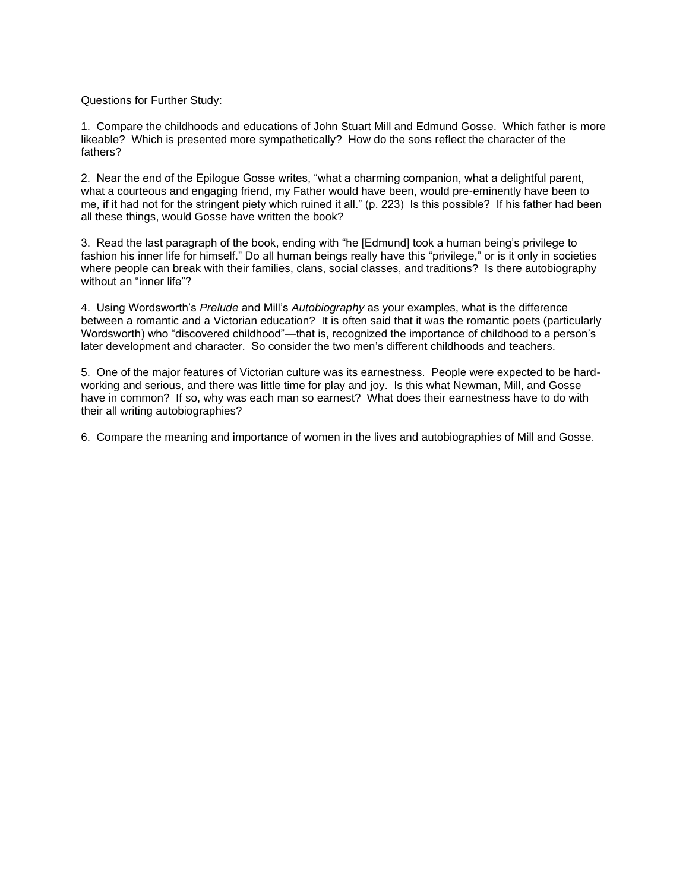<u>Questions for Further Study:</u>

1. Compare the childhoods and educations of John Stuart Mill and Edmund Gosse. Which father is more likeable? Which is presented more sympathetically? How do the sons reflect the character of the fathers?

2. Near the end of the Epilogue Gosse writes, "what a charming companion, what a delightful parent, what a courteous and engaging friend, my Father would have been, would pre-eminently have been to me, if it had not for the stringent piety which ruined it all." (p. 223) Is this possible? If his father had been all these things, would Gosse have written the book?

3. Read the last paragraph of the book, ending with "he [Edmund] took a human being's privilege to fashion his inner life for himself." Do all human beings really have this "privilege," or is it only in societies where people can break with their families, clans, social classes, and traditions? Is there autobiography without an "inner life"?

4. Using Wordsworth's *Prelude* and Mill's *Autobiography* as your examples, what is the difference between a romantic and a Victorian education? It is often said that it was the romantic poets (particularly Wordsworth) who "discovered childhood"—that is, recognized the importance of childhood to a person's later development and character. So consider the two men's different childhoods and teachers.

5. One of the major features of Victorian culture was its earnestness. People were expected to be hard-working and serious, and there was little time for play and joy. Is this what Newman, Mill, and Gosse have in common? If so, why was each man so earnest? What does their earnestness have to do with their all writing autobiographies?

6. Compare the meaning and importance of women in the lives and autobiographies of Mill and Gosse.